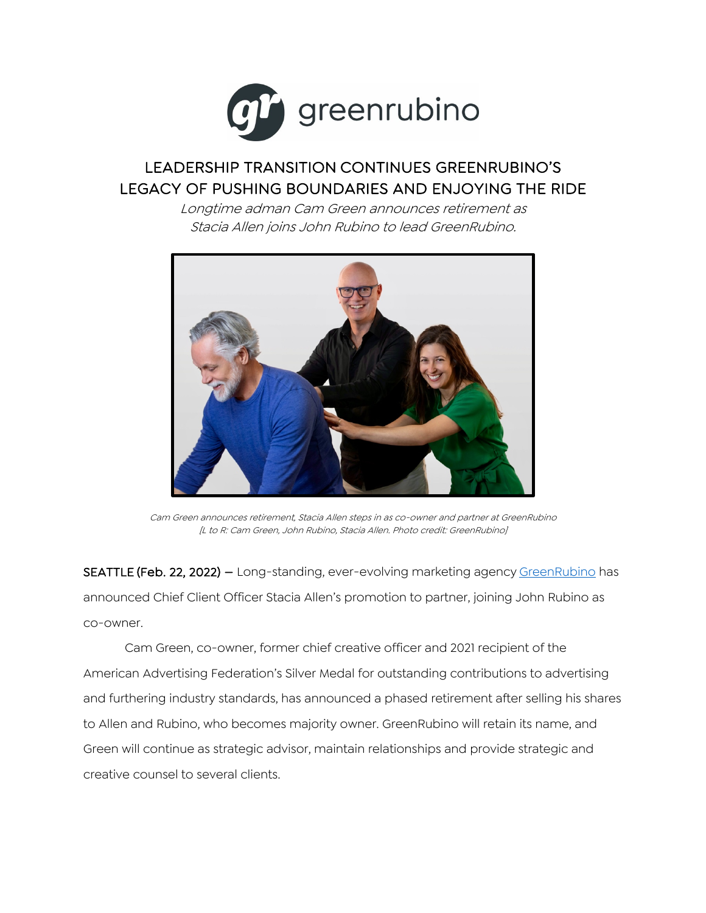greenrubino

# LEADERSHIP TRANSITION CONTINUES GREENRUBINO'S LEGACY OF PUSHING BOUNDARIES AND ENJOYING THE RIDE

*Longtime adman Cam Green announces retirement as Stacia Allen joins John Rubino to lead GreenRubino.*

*Cam Green announces retirement, Stacia Allen steps in as co-owner and partner at GreenRubino [L to R: Cam Green, John Rubino, Stacia Allen. Photo credit: GreenRubino]*

SEATTLE (Feb. 22, 2022) — Long-standing, ever-evolving marketing agency GreenRubino has announced Chief Client Officer Stacia Allen's promotion to partner, joining John Rubino as co-owner.

Cam Green, co-owner, former chief creative officer and 2021 recipient of the American Advertising Federation's Silver Medal for outstanding contributions to advertising and furthering industry standards, has announced a phased retirement after selling his shares to Allen and Rubino, who becomes majority owner. GreenRubino will retain its name, and Green will continue as strategic advisor, maintain relationships and provide strategic and creative counsel to several clients.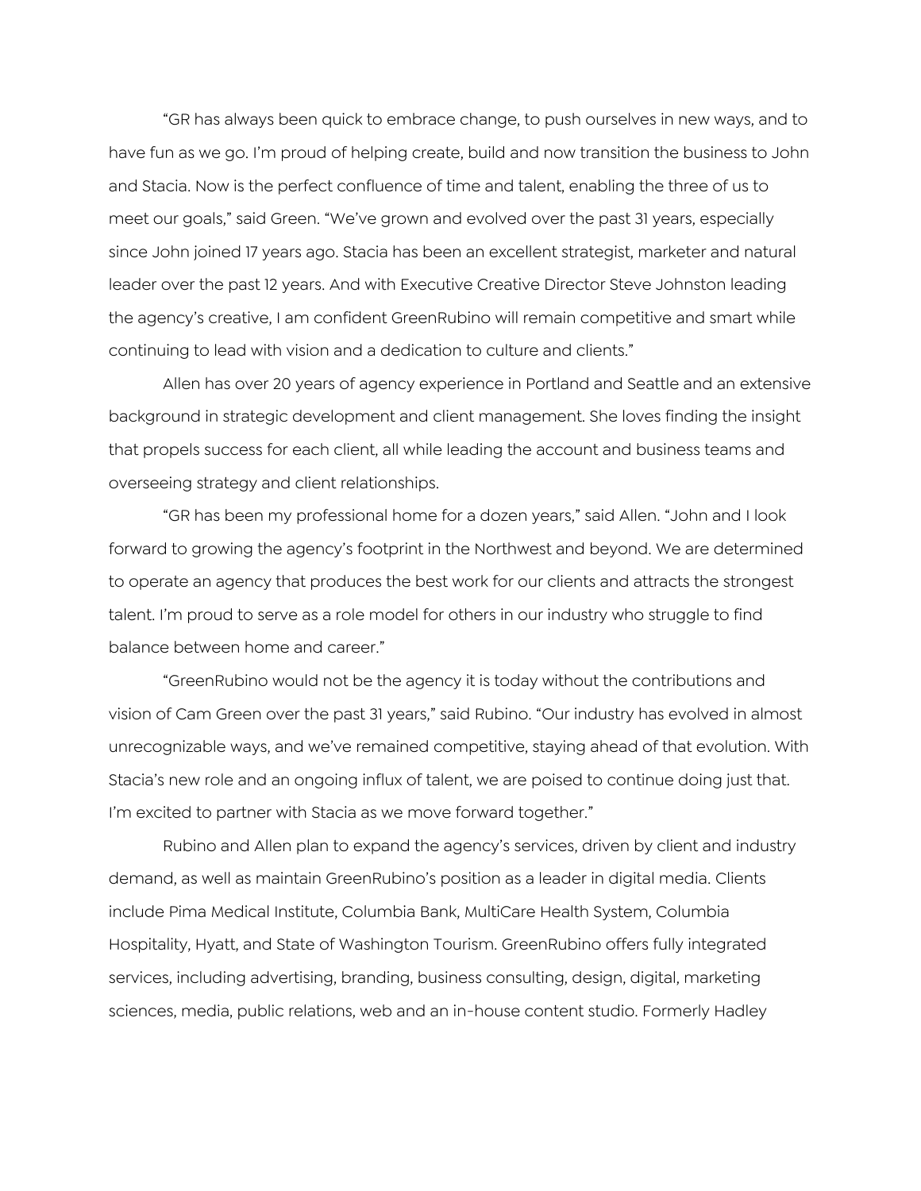"GR has always been quick to embrace change, to push ourselves in new ways, and to have fun as we go. I'm proud of helping create, build and now transition the business to John and Stacia. Now is the perfect confluence of time and talent, enabling the three of us to meet our goals," said Green. "We've grown and evolved over the past 31 years, especially since John joined 17 years ago. Stacia has been an excellent strategist, marketer and natural leader over the past 12 years. And with Executive Creative Director Steve Johnston leading the agency's creative, I am confident GreenRubino will remain competitive and smart while continuing to lead with vision and a dedication to culture and clients."

Allen has over 20 years of agency experience in Portland and Seattle and an extensive background in strategic development and client management. She loves finding the insight that propels success for each client, all while leading the account and business teams and overseeing strategy and client relationships.

"GR has been my professional home for a dozen years," said Allen. "John and I look forward to growing the agency's footprint in the Northwest and beyond. We are determined to operate an agency that produces the best work for our clients and attracts the strongest talent. I'm proud to serve as a role model for others in our industry who struggle to find balance between home and career."

"GreenRubino would not be the agency it is today without the contributions and vision of Cam Green over the past 31 years," said Rubino. "Our industry has evolved in almost unrecognizable ways, and we've remained competitive, staying ahead of that evolution. With Stacia's new role and an ongoing influx of talent, we are poised to continue doing just that. I'm excited to partner with Stacia as we move forward together."

Rubino and Allen plan to expand the agency's services, driven by client and industry demand, as well as maintain GreenRubino's position as a leader in digital media. Clients include Pima Medical Institute, Columbia Bank, MultiCare Health System, Columbia Hospitality, Hyatt, and State of Washington Tourism. GreenRubino offers fully integrated services, including advertising, branding, business consulting, design, digital, marketing sciences, media, public relations, web and an in-house content studio. Formerly Hadley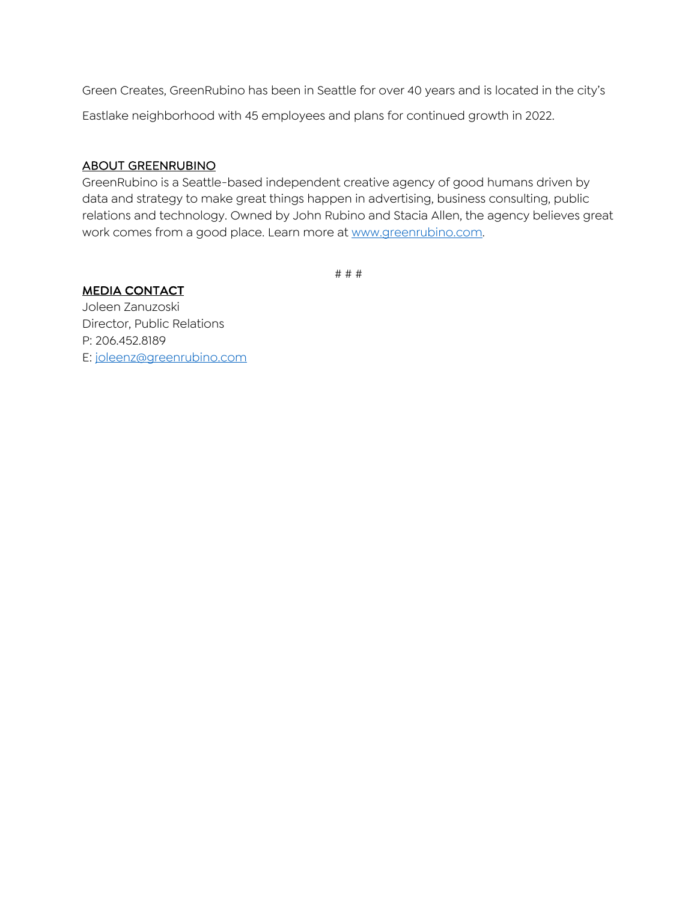Green Creates, GreenRubino has been in Seattle for over 40 years and is located in the city's Eastlake neighborhood with 45 employees and plans for continued growth in 2022.

**ABOUT GREENRUBINO**

GreenRubino is a Seattle-based independent creative agency of good humans driven by data and strategy to make great things happen in advertising, business consulting, public relations and technology. Owned by John Rubino and Stacia Allen, the agency believes great work comes from a good place. Learn more at www.greenrubino.com.

# # #

**MEDIA CONTACT**

Joleen Zanuzoski
Director, Public Relations
P: 206.452.8189
E: joleenz@greenrubino.com